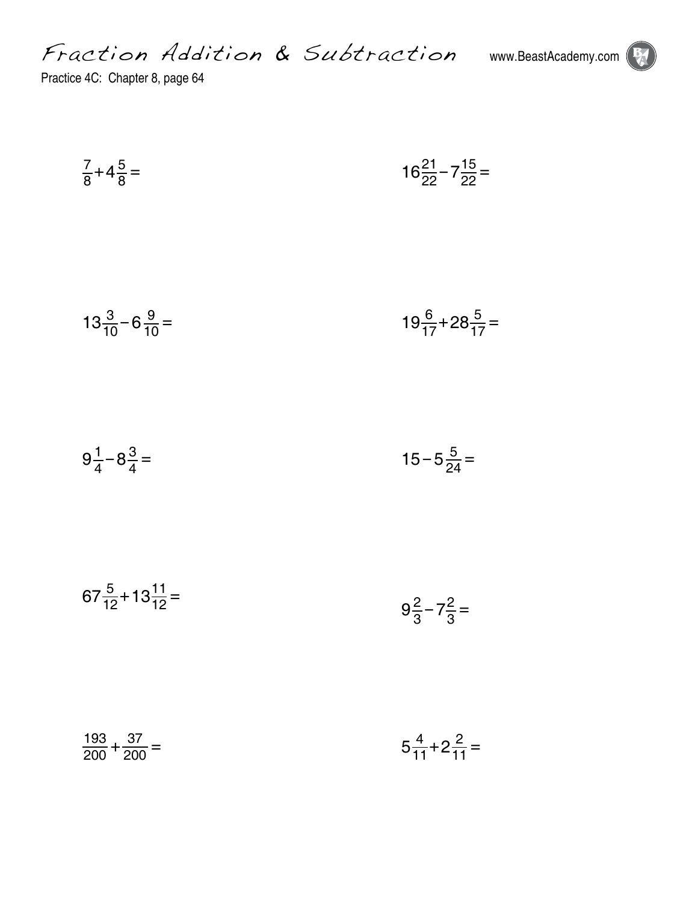# Fraction Addition & Subtraction

www.BeastAcademy.com

Practice 4C: Chapter 8, page 64

$\frac{7}{8}+4\frac{5}{8}=$

$16\frac{21}{22}-7\frac{15}{22}=$

$13\frac{3}{10}-6\frac{9}{10}=$

$19\frac{6}{17}+28\frac{5}{17}=$

$9\frac{1}{4}-8\frac{3}{4}=$

$15-5\frac{5}{24}=$

$67\frac{5}{12}+13\frac{11}{12}=$

$9\frac{2}{3}-7\frac{2}{3}=$

$\frac{193}{200}+\frac{37}{200}=$

$5\frac{4}{11}+2\frac{2}{11}=$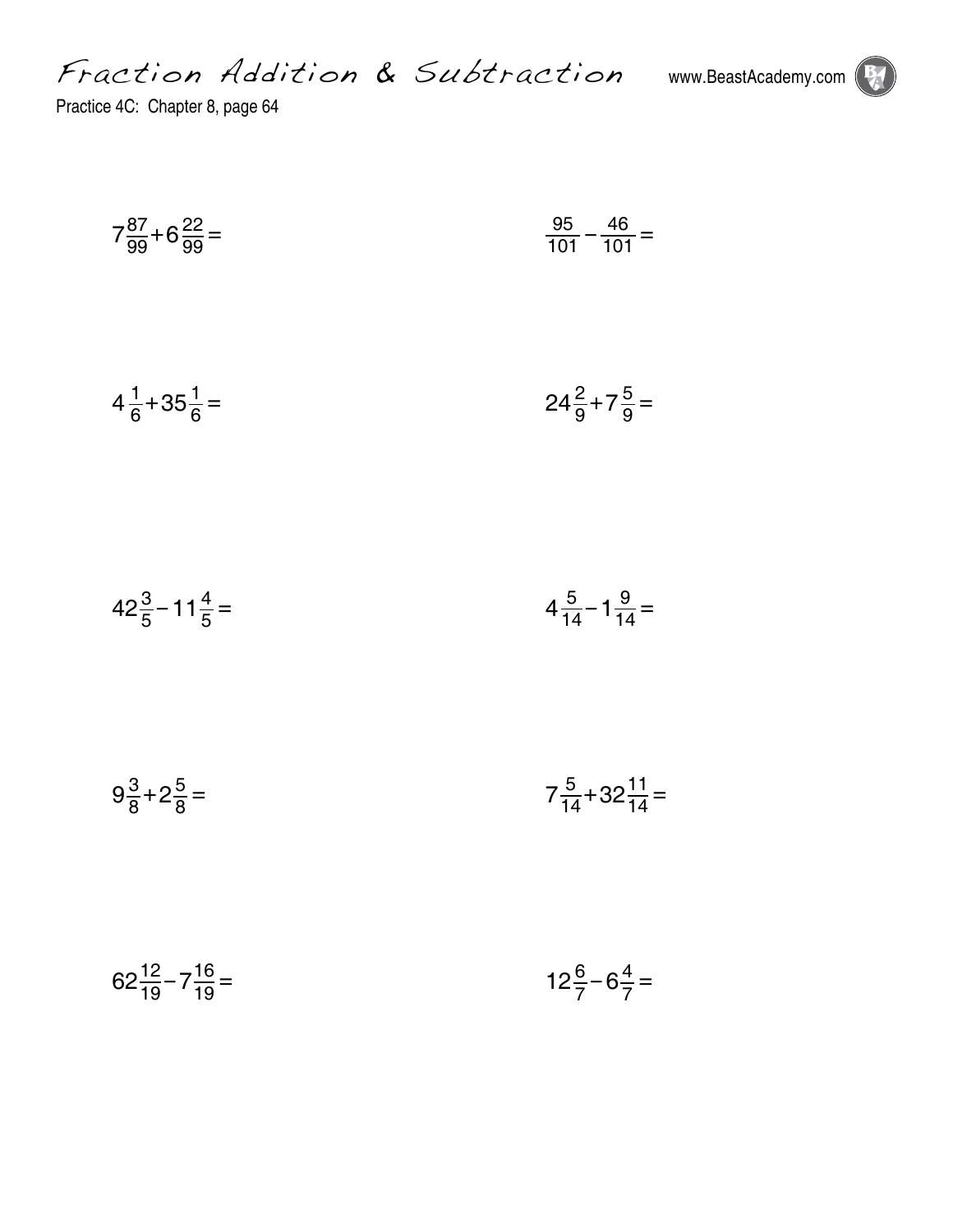# Fraction Addition & Subtraction

Practice 4C: Chapter 8, page 64

$7\frac{87}{99}+6\frac{22}{99}=$

$\frac{95}{101}-\frac{46}{101}=$

$4\frac{1}{6}+35\frac{1}{6}=$

$24\frac{2}{9}+7\frac{5}{9}=$

$42\frac{3}{5}-11\frac{4}{5}=$

$4\frac{5}{14}-1\frac{9}{14}=$

$9\frac{3}{8}+2\frac{5}{8}=$

$7\frac{5}{14}+32\frac{11}{14}=$

$62\frac{12}{19}-7\frac{16}{19}=$

$12\frac{6}{7}-6\frac{4}{7}=$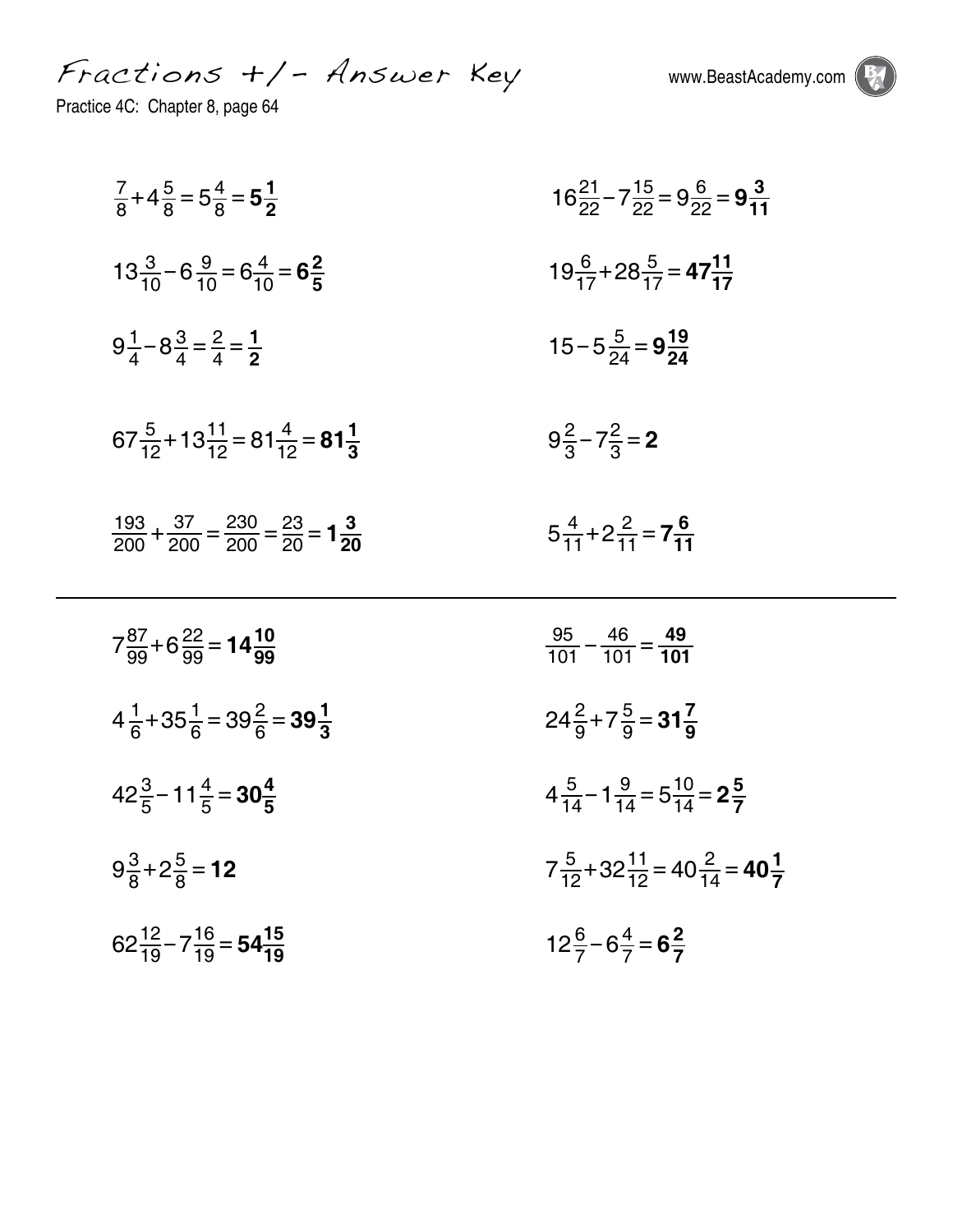# Fractions +/- Answer Key

Practice 4C: Chapter 8, page 64

$\frac{7}{8}+4\frac{5}{8}=5\frac{4}{8}=\mathbf{5\frac{1}{2}}$

$13\frac{3}{10}-6\frac{9}{10}=6\frac{4}{10}=\mathbf{6\frac{2}{5}}$

$9\frac{1}{4}-8\frac{3}{4}=\frac{2}{4}=\mathbf{\frac{1}{2}}$

$67\frac{5}{12}+13\frac{11}{12}=81\frac{4}{12}=\mathbf{81\frac{1}{3}}$

$\frac{193}{200}+\frac{37}{200}=\frac{230}{200}=\frac{23}{20}=\mathbf{1\frac{3}{20}}$

$16\frac{21}{22}-7\frac{15}{22}=9\frac{6}{22}=\mathbf{9\frac{3}{11}}$

$19\frac{6}{17}+28\frac{5}{17}=\mathbf{47\frac{11}{17}}$

$15-5\frac{5}{24}=\mathbf{9\frac{19}{24}}$

$9\frac{2}{3}-7\frac{2}{3}=\mathbf{2}$

$5\frac{4}{11}+2\frac{2}{11}=\mathbf{7\frac{6}{11}}$

---

$7\frac{87}{99}+6\frac{22}{99}=\mathbf{14\frac{10}{99}}$

$4\frac{1}{6}+35\frac{1}{6}=39\frac{2}{6}=\mathbf{39\frac{1}{3}}$

$42\frac{3}{5}-11\frac{4}{5}=\mathbf{30\frac{4}{5}}$

$9\frac{3}{8}+2\frac{5}{8}=\mathbf{12}$

$62\frac{12}{19}-7\frac{16}{19}=\mathbf{54\frac{15}{19}}$

$\frac{95}{101}-\frac{46}{101}=\mathbf{\frac{49}{101}}$

$24\frac{2}{9}+7\frac{5}{9}=\mathbf{31\frac{7}{9}}$

$4\frac{5}{14}-1\frac{9}{14}=5\frac{10}{14}=\mathbf{2\frac{5}{7}}$

$7\frac{5}{12}+32\frac{11}{12}=40\frac{2}{14}=\mathbf{40\frac{1}{7}}$

$12\frac{6}{7}-6\frac{4}{7}=\mathbf{6\frac{2}{7}}$